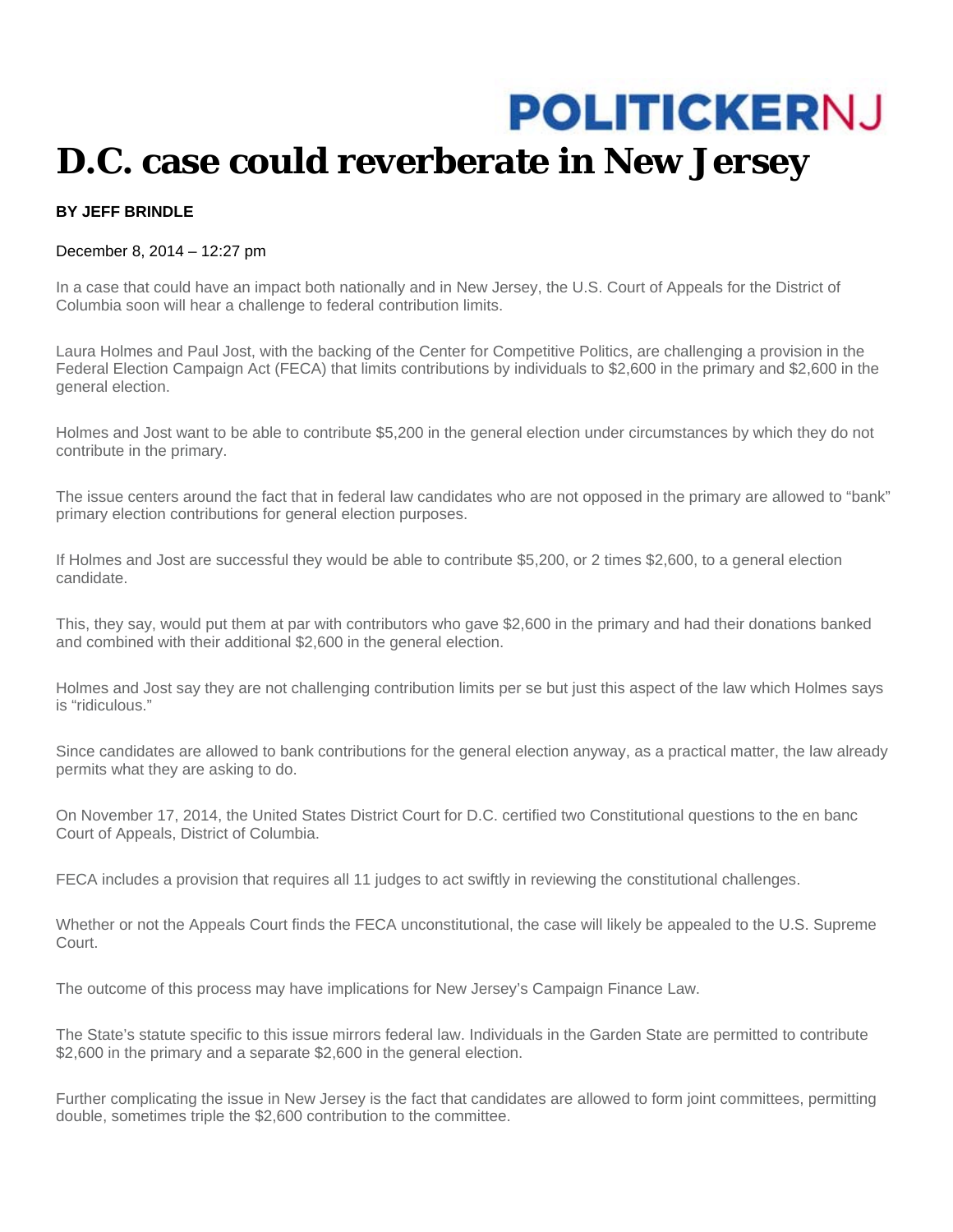POLITICKERNJ

# D.C. case could reverberate in New Jersey

**BY JEFF BRINDLE**

December 8, 2014 – 12:27 pm

In a case that could have an impact both nationally and in New Jersey, the U.S. Court of Appeals for the District of Columbia soon will hear a challenge to federal contribution limits.

Laura Holmes and Paul Jost, with the backing of the Center for Competitive Politics, are challenging a provision in the Federal Election Campaign Act (FECA) that limits contributions by individuals to $2,600 in the primary and $2,600 in the general election.

Holmes and Jost want to be able to contribute $5,200 in the general election under circumstances by which they do not contribute in the primary.

The issue centers around the fact that in federal law candidates who are not opposed in the primary are allowed to "bank" primary election contributions for general election purposes.

If Holmes and Jost are successful they would be able to contribute $5,200, or 2 times $2,600, to a general election candidate.

This, they say, would put them at par with contributors who gave $2,600 in the primary and had their donations banked and combined with their additional $2,600 in the general election.

Holmes and Jost say they are not challenging contribution limits per se but just this aspect of the law which Holmes says is "ridiculous."

Since candidates are allowed to bank contributions for the general election anyway, as a practical matter, the law already permits what they are asking to do.

On November 17, 2014, the United States District Court for D.C. certified two Constitutional questions to the en banc Court of Appeals, District of Columbia.

FECA includes a provision that requires all 11 judges to act swiftly in reviewing the constitutional challenges.

Whether or not the Appeals Court finds the FECA unconstitutional, the case will likely be appealed to the U.S. Supreme Court.

The outcome of this process may have implications for New Jersey's Campaign Finance Law.

The State's statute specific to this issue mirrors federal law. Individuals in the Garden State are permitted to contribute $2,600 in the primary and a separate $2,600 in the general election.

Further complicating the issue in New Jersey is the fact that candidates are allowed to form joint committees, permitting double, sometimes triple the $2,600 contribution to the committee.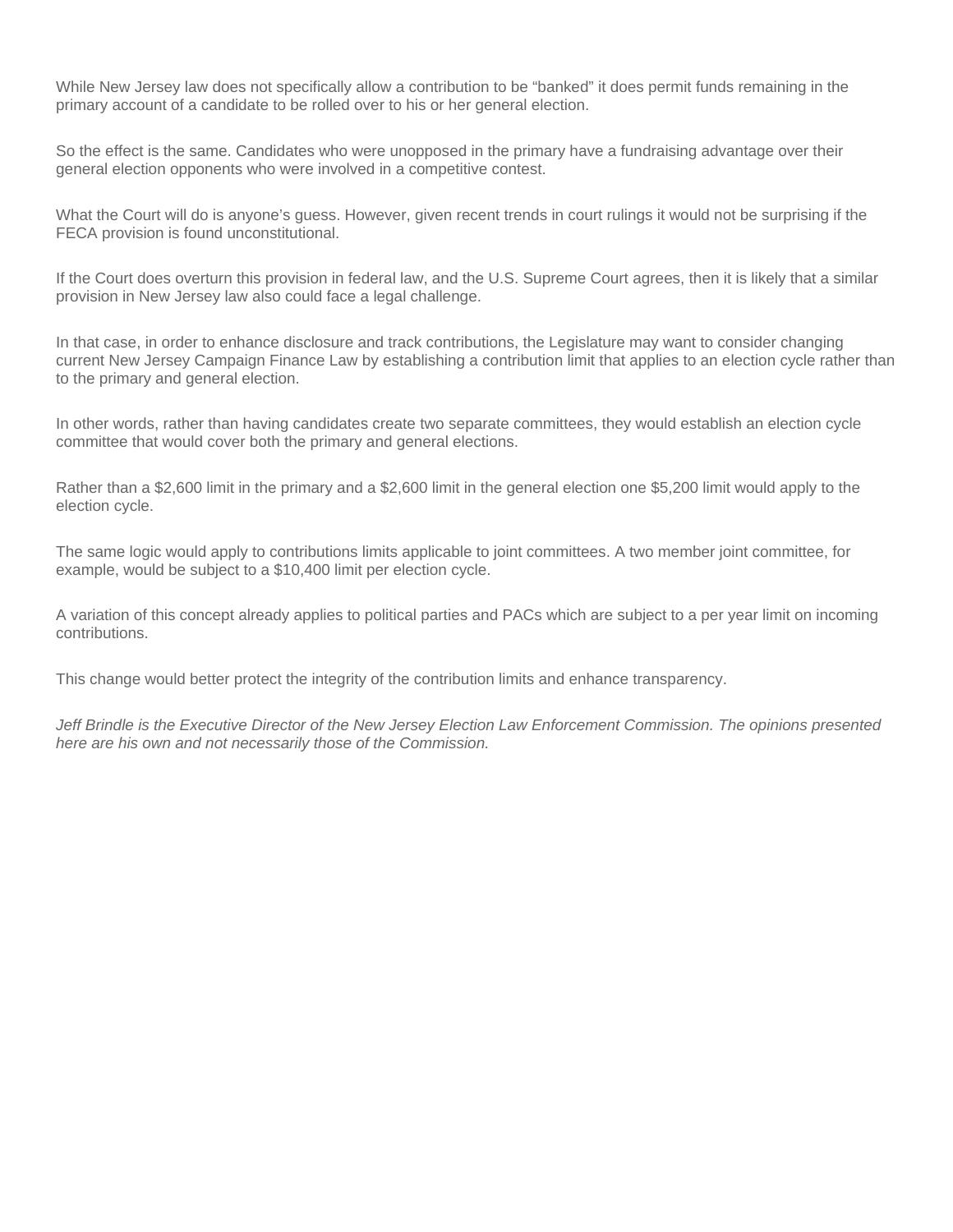While New Jersey law does not specifically allow a contribution to be "banked" it does permit funds remaining in the primary account of a candidate to be rolled over to his or her general election.

So the effect is the same. Candidates who were unopposed in the primary have a fundraising advantage over their general election opponents who were involved in a competitive contest.

What the Court will do is anyone's guess. However, given recent trends in court rulings it would not be surprising if the FECA provision is found unconstitutional.

If the Court does overturn this provision in federal law, and the U.S. Supreme Court agrees, then it is likely that a similar provision in New Jersey law also could face a legal challenge.

In that case, in order to enhance disclosure and track contributions, the Legislature may want to consider changing current New Jersey Campaign Finance Law by establishing a contribution limit that applies to an election cycle rather than to the primary and general election.

In other words, rather than having candidates create two separate committees, they would establish an election cycle committee that would cover both the primary and general elections.

Rather than a $2,600 limit in the primary and a $2,600 limit in the general election one $5,200 limit would apply to the election cycle.

The same logic would apply to contributions limits applicable to joint committees. A two member joint committee, for example, would be subject to a $10,400 limit per election cycle.

A variation of this concept already applies to political parties and PACs which are subject to a per year limit on incoming contributions.

This change would better protect the integrity of the contribution limits and enhance transparency.

*Jeff Brindle is the Executive Director of the New Jersey Election Law Enforcement Commission. The opinions presented here are his own and not necessarily those of the Commission.*